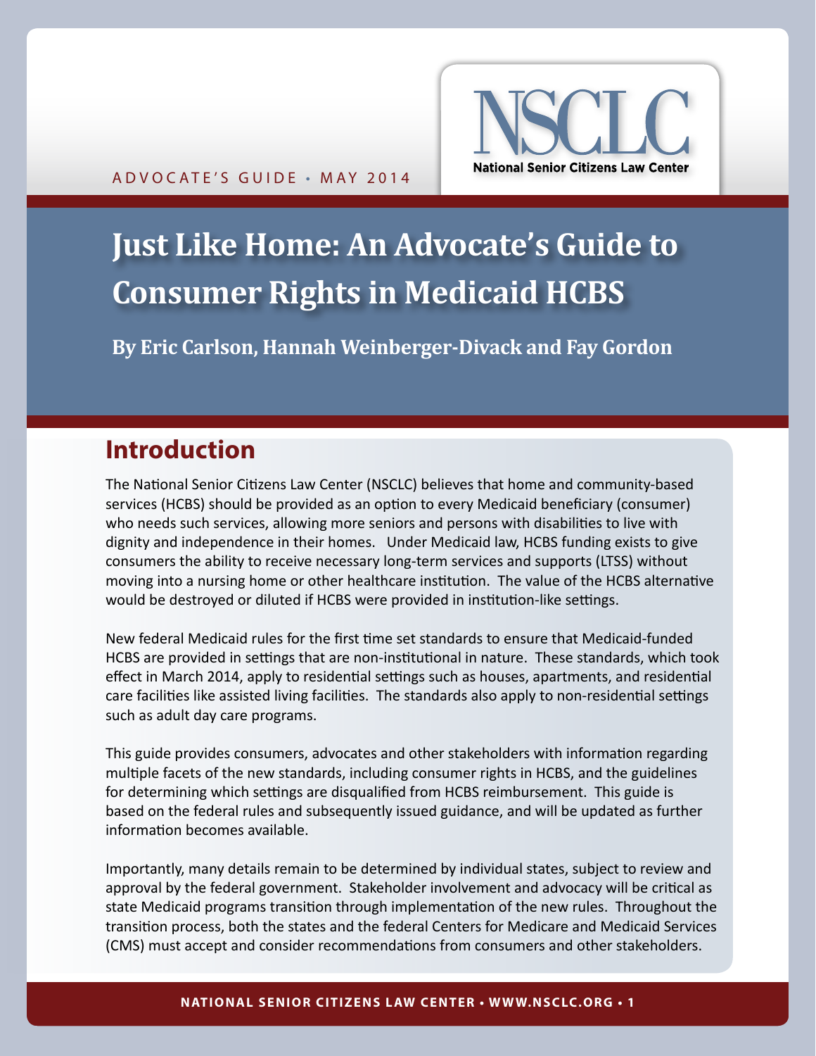ADVOCATE'S GUIDE • MAY 2014

NSCLC
National Senior Citizens Law Center

# Just Like Home: An Advocate's Guide to Consumer Rights in Medicaid HCBS

**By Eric Carlson, Hannah Weinberger-Divack and Fay Gordon**

## Introduction

The National Senior Citizens Law Center (NSCLC) believes that home and community-based services (HCBS) should be provided as an option to every Medicaid beneficiary (consumer) who needs such services, allowing more seniors and persons with disabilities to live with dignity and independence in their homes. Under Medicaid law, HCBS funding exists to give consumers the ability to receive necessary long-term services and supports (LTSS) without moving into a nursing home or other healthcare institution. The value of the HCBS alternative would be destroyed or diluted if HCBS were provided in institution-like settings.

New federal Medicaid rules for the first time set standards to ensure that Medicaid-funded HCBS are provided in settings that are non-institutional in nature. These standards, which took effect in March 2014, apply to residential settings such as houses, apartments, and residential care facilities like assisted living facilities. The standards also apply to non-residential settings such as adult day care programs.

This guide provides consumers, advocates and other stakeholders with information regarding multiple facets of the new standards, including consumer rights in HCBS, and the guidelines for determining which settings are disqualified from HCBS reimbursement. This guide is based on the federal rules and subsequently issued guidance, and will be updated as further information becomes available.

Importantly, many details remain to be determined by individual states, subject to review and approval by the federal government. Stakeholder involvement and advocacy will be critical as state Medicaid programs transition through implementation of the new rules. Throughout the transition process, both the states and the federal Centers for Medicare and Medicaid Services (CMS) must accept and consider recommendations from consumers and other stakeholders.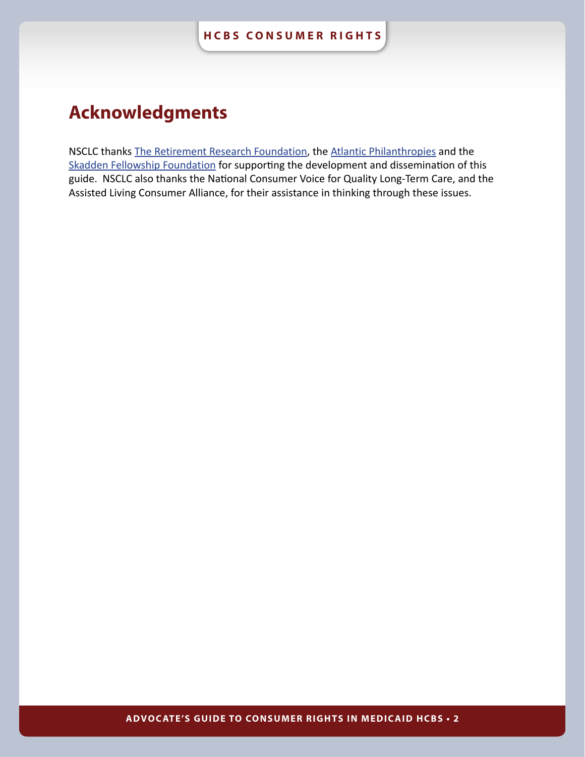# Acknowledgments

NSCLC thanks The Retirement Research Foundation, the Atlantic Philanthropies and the Skadden Fellowship Foundation for supporting the development and dissemination of this guide. NSCLC also thanks the National Consumer Voice for Quality Long-Term Care, and the Assisted Living Consumer Alliance, for their assistance in thinking through these issues.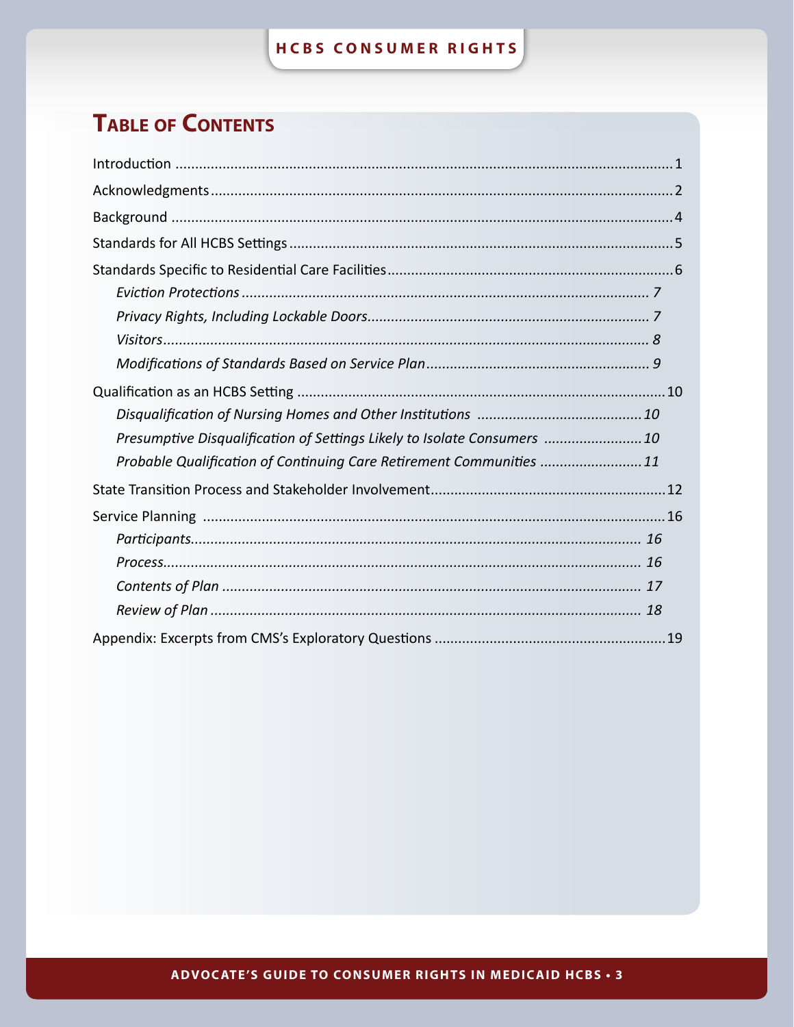# Table of Contents

Introduction ........................................................................................................................1

Acknowledgments................................................................................................................2

Background .........................................................................................................................4

Standards for All HCBS Settings..........................................................................................5

Standards Specific to Residential Care Facilities...................................................................6

- *Eviction Protections ................................................................................................. 7*
- *Privacy Rights, Including Lockable Doors................................................................. 7*
- *Visitors..................................................................................................................... 8*
- *Modifications of Standards Based on Service Plan...................................................... 9*

Qualification as an HCBS Setting .......................................................................................10

- *Disqualification of Nursing Homes and Other Institutions .......................................10*
- *Presumptive Disqualification of Settings Likely to Isolate Consumers ......................10*
- *Probable Qualification of Continuing Care Retirement Communities ........................11*

State Transition Process and Stakeholder Involvement.......................................................12

Service Planning ................................................................................................................16

- *Participants.............................................................................................................. 16*
- *Process.................................................................................................................... 16*
- *Contents of Plan ...................................................................................................... 17*
- *Review of Plan ......................................................................................................... 18*

Appendix: Excerpts from CMS's Exploratory Questions .....................................................19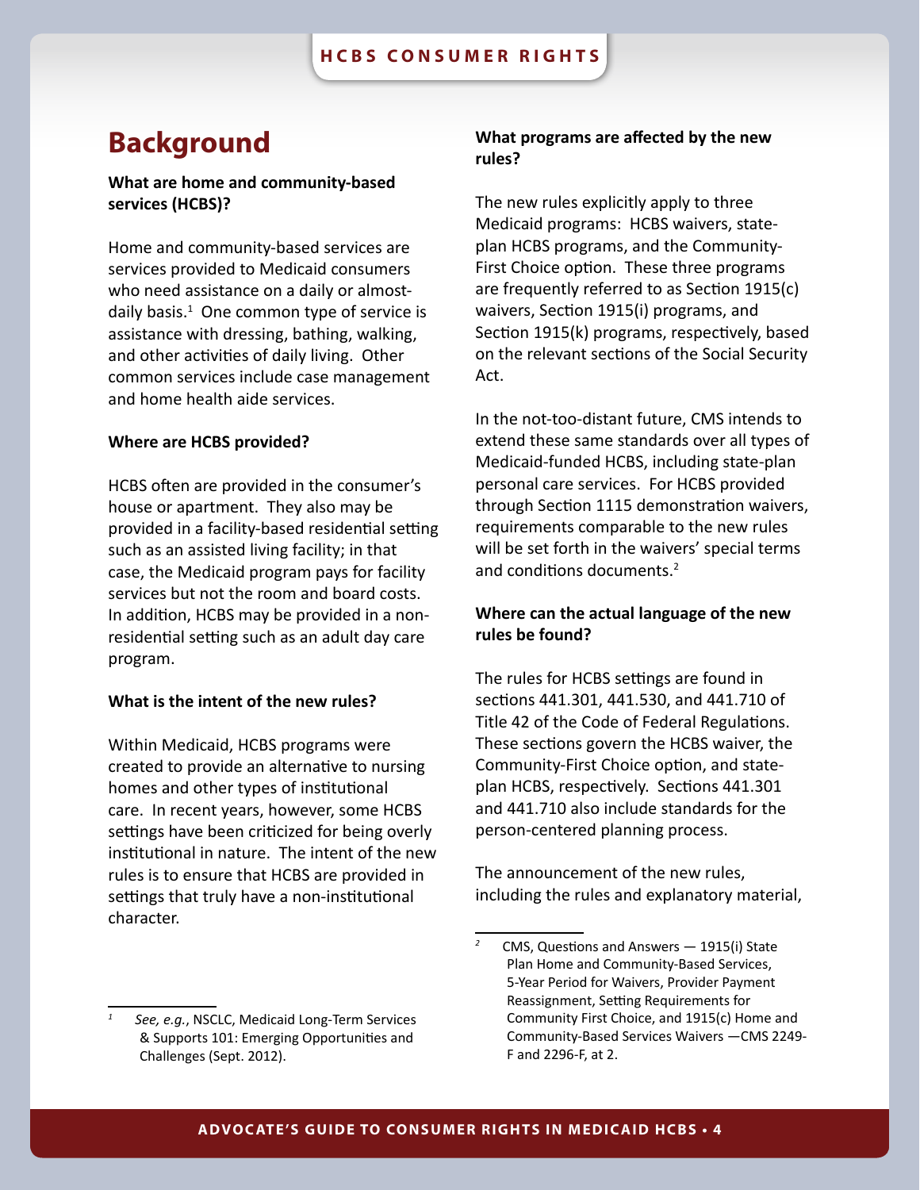# Background

**What are home and community-based services (HCBS)?**

Home and community-based services are services provided to Medicaid consumers who need assistance on a daily or almost-daily basis.[1] One common type of service is assistance with dressing, bathing, walking, and other activities of daily living. Other common services include case management and home health aide services.

**Where are HCBS provided?**

HCBS often are provided in the consumer's house or apartment. They also may be provided in a facility-based residential setting such as an assisted living facility; in that case, the Medicaid program pays for facility services but not the room and board costs. In addition, HCBS may be provided in a non-residential setting such as an adult day care program.

**What is the intent of the new rules?**

Within Medicaid, HCBS programs were created to provide an alternative to nursing homes and other types of institutional care. In recent years, however, some HCBS settings have been criticized for being overly institutional in nature. The intent of the new rules is to ensure that HCBS are provided in settings that truly have a non-institutional character.

**What programs are affected by the new rules?**

The new rules explicitly apply to three Medicaid programs: HCBS waivers, state-plan HCBS programs, and the Community-First Choice option. These three programs are frequently referred to as Section 1915(c) waivers, Section 1915(i) programs, and Section 1915(k) programs, respectively, based on the relevant sections of the Social Security Act.

In the not-too-distant future, CMS intends to extend these same standards over all types of Medicaid-funded HCBS, including state-plan personal care services. For HCBS provided through Section 1115 demonstration waivers, requirements comparable to the new rules will be set forth in the waivers' special terms and conditions documents.[2]

**Where can the actual language of the new rules be found?**

The rules for HCBS settings are found in sections 441.301, 441.530, and 441.710 of Title 42 of the Code of Federal Regulations. These sections govern the HCBS waiver, the Community-First Choice option, and state-plan HCBS, respectively. Sections 441.301 and 441.710 also include standards for the person-centered planning process.

The announcement of the new rules, including the rules and explanatory material,

---

[1] *See, e.g.*, NSCLC, Medicaid Long-Term Services & Supports 101: Emerging Opportunities and Challenges (Sept. 2012).

[2] CMS, Questions and Answers — 1915(i) State Plan Home and Community-Based Services, 5-Year Period for Waivers, Provider Payment Reassignment, Setting Requirements for Community First Choice, and 1915(c) Home and Community-Based Services Waivers —CMS 2249-F and 2296-F, at 2.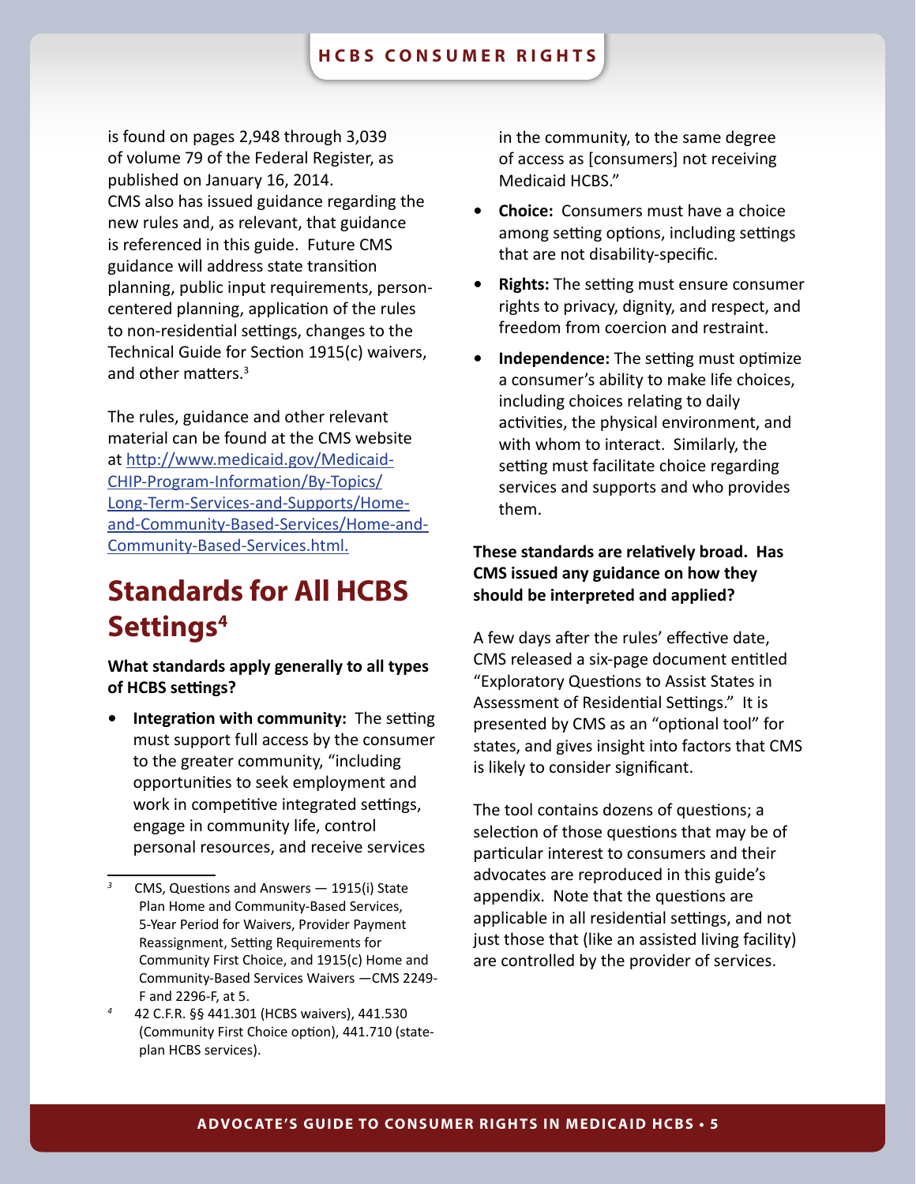is found on pages 2,948 through 3,039 of volume 79 of the Federal Register, as published on January 16, 2014. CMS also has issued guidance regarding the new rules and, as relevant, that guidance is referenced in this guide. Future CMS guidance will address state transition planning, public input requirements, person-centered planning, application of the rules to non-residential settings, changes to the Technical Guide for Section 1915(c) waivers, and other matters.[3]

The rules, guidance and other relevant material can be found at the CMS website at [http://www.medicaid.gov/Medicaid-CHIP-Program-Information/By-Topics/Long-Term-Services-and-Supports/Home-and-Community-Based-Services/Home-and-Community-Based-Services.html.](http://www.medicaid.gov/Medicaid-CHIP-Program-Information/By-Topics/Long-Term-Services-and-Supports/Home-and-Community-Based-Services/Home-and-Community-Based-Services.html)

## Standards for All HCBS Settings[4]

**What standards apply generally to all types of HCBS settings?**

- **Integration with community:** The setting must support full access by the consumer to the greater community, "including opportunities to seek employment and work in competitive integrated settings, engage in community life, control personal resources, and receive services in the community, to the same degree of access as [consumers] not receiving Medicaid HCBS."
- **Choice:** Consumers must have a choice among setting options, including settings that are not disability-specific.
- **Rights:** The setting must ensure consumer rights to privacy, dignity, and respect, and freedom from coercion and restraint.
- **Independence:** The setting must optimize a consumer's ability to make life choices, including choices relating to daily activities, the physical environment, and with whom to interact. Similarly, the setting must facilitate choice regarding services and supports and who provides them.

**These standards are relatively broad. Has CMS issued any guidance on how they should be interpreted and applied?**

A few days after the rules' effective date, CMS released a six-page document entitled "Exploratory Questions to Assist States in Assessment of Residential Settings." It is presented by CMS as an "optional tool" for states, and gives insight into factors that CMS is likely to consider significant.

The tool contains dozens of questions; a selection of those questions that may be of particular interest to consumers and their advocates are reproduced in this guide's appendix. Note that the questions are applicable in all residential settings, and not just those that (like an assisted living facility) are controlled by the provider of services.

---

[3] CMS, Questions and Answers — 1915(i) State Plan Home and Community-Based Services, 5-Year Period for Waivers, Provider Payment Reassignment, Setting Requirements for Community First Choice, and 1915(c) Home and Community-Based Services Waivers —CMS 2249-F and 2296-F, at 5.

[4] 42 C.F.R. §§ 441.301 (HCBS waivers), 441.530 (Community First Choice option), 441.710 (state-plan HCBS services).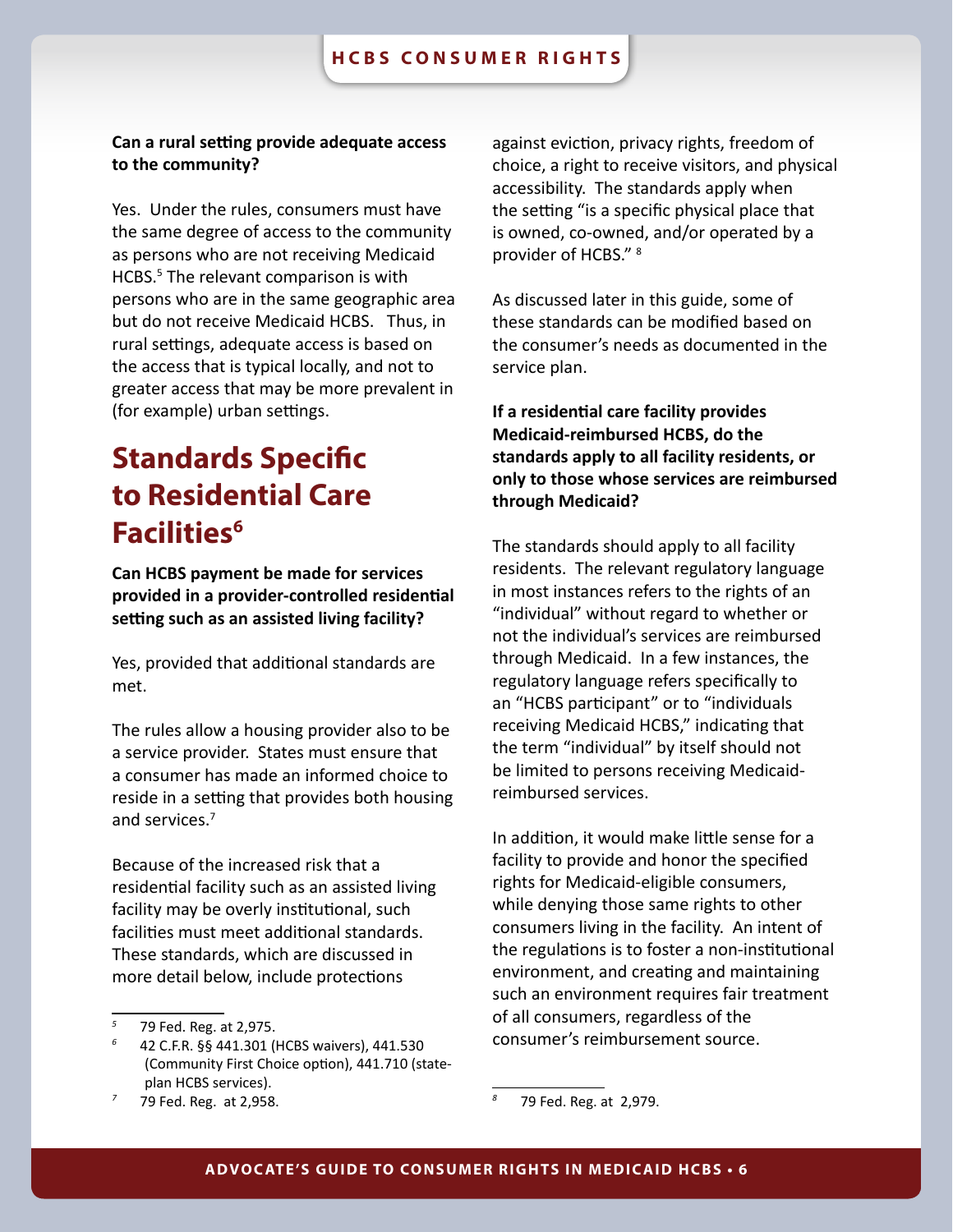**Can a rural setting provide adequate access to the community?**

Yes. Under the rules, consumers must have the same degree of access to the community as persons who are not receiving Medicaid HCBS.[5] The relevant comparison is with persons who are in the same geographic area but do not receive Medicaid HCBS. Thus, in rural settings, adequate access is based on the access that is typical locally, and not to greater access that may be more prevalent in (for example) urban settings.

## Standards Specific to Residential Care Facilities[6]

**Can HCBS payment be made for services provided in a provider-controlled residential setting such as an assisted living facility?**

Yes, provided that additional standards are met.

The rules allow a housing provider also to be a service provider. States must ensure that a consumer has made an informed choice to reside in a setting that provides both housing and services.[7]

Because of the increased risk that a residential facility such as an assisted living facility may be overly institutional, such facilities must meet additional standards. These standards, which are discussed in more detail below, include protections against eviction, privacy rights, freedom of choice, a right to receive visitors, and physical accessibility. The standards apply when the setting "is a specific physical place that is owned, co-owned, and/or operated by a provider of HCBS." [8]

As discussed later in this guide, some of these standards can be modified based on the consumer's needs as documented in the service plan.

**If a residential care facility provides Medicaid-reimbursed HCBS, do the standards apply to all facility residents, or only to those whose services are reimbursed through Medicaid?**

The standards should apply to all facility residents. The relevant regulatory language in most instances refers to the rights of an "individual" without regard to whether or not the individual's services are reimbursed through Medicaid. In a few instances, the regulatory language refers specifically to an "HCBS participant" or to "individuals receiving Medicaid HCBS," indicating that the term "individual" by itself should not be limited to persons receiving Medicaid-reimbursed services.

In addition, it would make little sense for a facility to provide and honor the specified rights for Medicaid-eligible consumers, while denying those same rights to other consumers living in the facility. An intent of the regulations is to foster a non-institutional environment, and creating and maintaining such an environment requires fair treatment of all consumers, regardless of the consumer's reimbursement source.

---

[5] 79 Fed. Reg. at 2,975.

[6] 42 C.F.R. §§ 441.301 (HCBS waivers), 441.530 (Community First Choice option), 441.710 (state-plan HCBS services).

[7] 79 Fed. Reg. at 2,958.

[8] 79 Fed. Reg. at 2,979.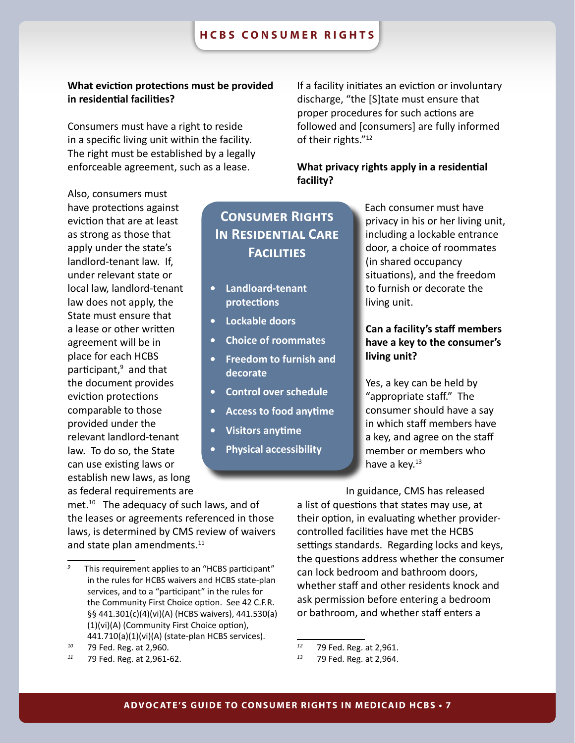### What eviction protections must be provided in residential facilities?

Consumers must have a right to reside in a specific living unit within the facility. The right must be established by a legally enforceable agreement, such as a lease.

Also, consumers must have protections against eviction that are at least as strong as those that apply under the state's landlord-tenant law. If, under relevant state or local law, landlord-tenant law does not apply, the State must ensure that a lease or other written agreement will be in place for each HCBS participant,[9] and that the document provides eviction protections comparable to those provided under the relevant landlord-tenant law. To do so, the State can use existing laws or establish new laws, as long as federal requirements are met.[10] The adequacy of such laws, and of the leases or agreements referenced in those laws, is determined by CMS review of waivers and state plan amendments.[11]

If a facility initiates an eviction or involuntary discharge, "the [S]tate must ensure that proper procedures for such actions are followed and [consumers] are fully informed of their rights."[12]

> **Consumer Rights In Residential Care Facilities**
>
> - Landloard-tenant protections
> - Lockable doors
> - Choice of roommates
> - Freedom to furnish and decorate
> - Control over schedule
> - Access to food anytime
> - Visitors anytime
> - Physical accessibility

### What privacy rights apply in a residential facility?

Each consumer must have privacy in his or her living unit, including a lockable entrance door, a choice of roommates (in shared occupancy situations), and the freedom to furnish or decorate the living unit.

### Can a facility's staff members have a key to the consumer's living unit?

Yes, a key can be held by "appropriate staff." The consumer should have a say in which staff members have a key, and agree on the staff member or members who have a key.[13]

In guidance, CMS has released a list of questions that states may use, at their option, in evaluating whether provider-controlled facilities have met the HCBS settings standards. Regarding locks and keys, the questions address whether the consumer can lock bedroom and bathroom doors, whether staff and other residents knock and ask permission before entering a bedroom or bathroom, and whether staff enters a

---

[9] This requirement applies to an "HCBS participant" in the rules for HCBS waivers and HCBS state-plan services, and to a "participant" in the rules for the Community First Choice option. See 42 C.F.R. §§ 441.301(c)(4)(vi)(A) (HCBS waivers), 441.530(a)(1)(vi)(A) (Community First Choice option), 441.710(a)(1)(vi)(A) (state-plan HCBS services).

[10] 79 Fed. Reg. at 2,960.

[11] 79 Fed. Reg. at 2,961-62.

[12] 79 Fed. Reg. at 2,961.

[13] 79 Fed. Reg. at 2,964.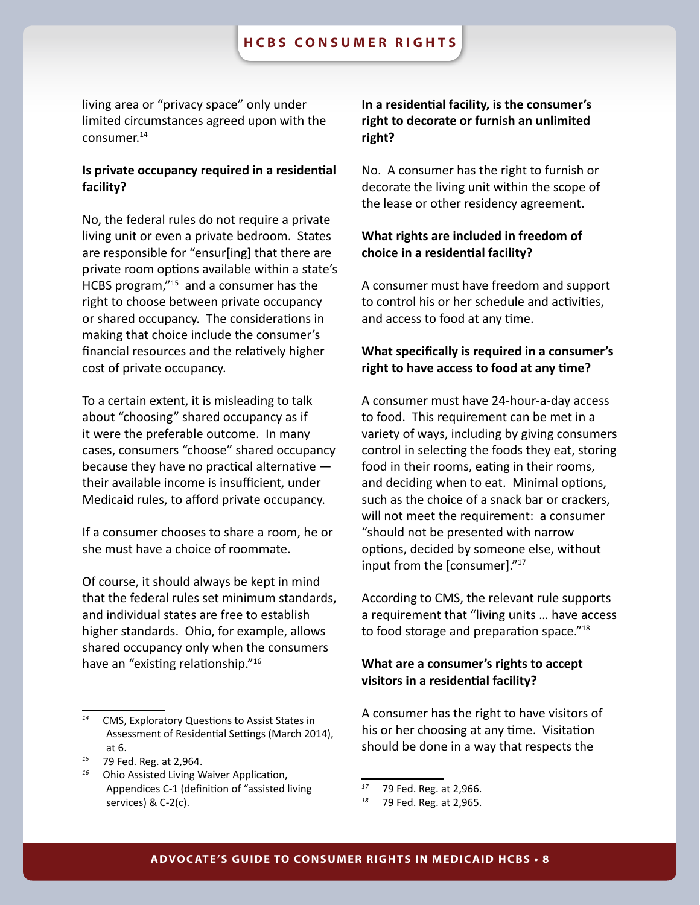living area or "privacy space" only under limited circumstances agreed upon with the consumer.[14]

**Is private occupancy required in a residential facility?**

No, the federal rules do not require a private living unit or even a private bedroom. States are responsible for "ensur[ing] that there are private room options available within a state's HCBS program,"[15] and a consumer has the right to choose between private occupancy or shared occupancy. The considerations in making that choice include the consumer's financial resources and the relatively higher cost of private occupancy.

To a certain extent, it is misleading to talk about "choosing" shared occupancy as if it were the preferable outcome. In many cases, consumers "choose" shared occupancy because they have no practical alternative — their available income is insufficient, under Medicaid rules, to afford private occupancy.

If a consumer chooses to share a room, he or she must have a choice of roommate.

Of course, it should always be kept in mind that the federal rules set minimum standards, and individual states are free to establish higher standards. Ohio, for example, allows shared occupancy only when the consumers have an "existing relationship."[16]

**In a residential facility, is the consumer's right to decorate or furnish an unlimited right?**

No. A consumer has the right to furnish or decorate the living unit within the scope of the lease or other residency agreement.

**What rights are included in freedom of choice in a residential facility?**

A consumer must have freedom and support to control his or her schedule and activities, and access to food at any time.

**What specifically is required in a consumer's right to have access to food at any time?**

A consumer must have 24-hour-a-day access to food. This requirement can be met in a variety of ways, including by giving consumers control in selecting the foods they eat, storing food in their rooms, eating in their rooms, and deciding when to eat. Minimal options, such as the choice of a snack bar or crackers, will not meet the requirement: a consumer "should not be presented with narrow options, decided by someone else, without input from the [consumer]."[17]

According to CMS, the relevant rule supports a requirement that "living units … have access to food storage and preparation space."[18]

**What are a consumer's rights to accept visitors in a residential facility?**

A consumer has the right to have visitors of his or her choosing at any time. Visitation should be done in a way that respects the

---

[14] CMS, Exploratory Questions to Assist States in Assessment of Residential Settings (March 2014), at 6.

[15] 79 Fed. Reg. at 2,964.

[16] Ohio Assisted Living Waiver Application, Appendices C-1 (definition of "assisted living services) & C-2(c).

[17] 79 Fed. Reg. at 2,966.

[18] 79 Fed. Reg. at 2,965.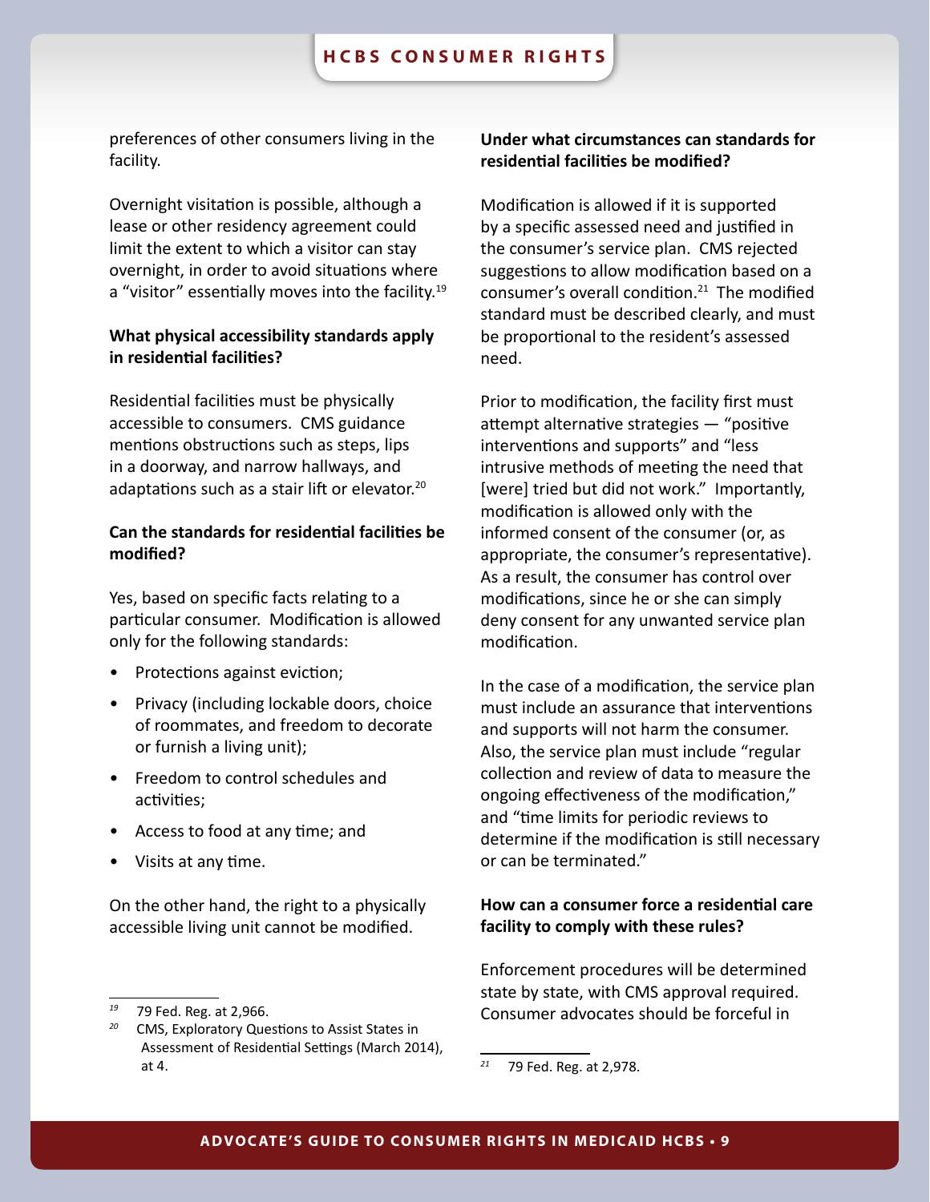preferences of other consumers living in the facility.

Overnight visitation is possible, although a lease or other residency agreement could limit the extent to which a visitor can stay overnight, in order to avoid situations where a "visitor" essentially moves into the facility.[19]

**What physical accessibility standards apply in residential facilities?**

Residential facilities must be physically accessible to consumers. CMS guidance mentions obstructions such as steps, lips in a doorway, and narrow hallways, and adaptations such as a stair lift or elevator.[20]

**Can the standards for residential facilities be modified?**

Yes, based on specific facts relating to a particular consumer. Modification is allowed only for the following standards:

- Protections against eviction;
- Privacy (including lockable doors, choice of roommates, and freedom to decorate or furnish a living unit);
- Freedom to control schedules and activities;
- Access to food at any time; and
- Visits at any time.

On the other hand, the right to a physically accessible living unit cannot be modified.

[19] 79 Fed. Reg. at 2,966.

[20] CMS, Exploratory Questions to Assist States in Assessment of Residential Settings (March 2014), at 4.

**Under what circumstances can standards for residential facilities be modified?**

Modification is allowed if it is supported by a specific assessed need and justified in the consumer's service plan. CMS rejected suggestions to allow modification based on a consumer's overall condition.[21] The modified standard must be described clearly, and must be proportional to the resident's assessed need.

Prior to modification, the facility first must attempt alternative strategies — "positive interventions and supports" and "less intrusive methods of meeting the need that [were] tried but did not work." Importantly, modification is allowed only with the informed consent of the consumer (or, as appropriate, the consumer's representative). As a result, the consumer has control over modifications, since he or she can simply deny consent for any unwanted service plan modification.

In the case of a modification, the service plan must include an assurance that interventions and supports will not harm the consumer. Also, the service plan must include "regular collection and review of data to measure the ongoing effectiveness of the modification," and "time limits for periodic reviews to determine if the modification is still necessary or can be terminated."

**How can a consumer force a residential care facility to comply with these rules?**

Enforcement procedures will be determined state by state, with CMS approval required. Consumer advocates should be forceful in

[21] 79 Fed. Reg. at 2,978.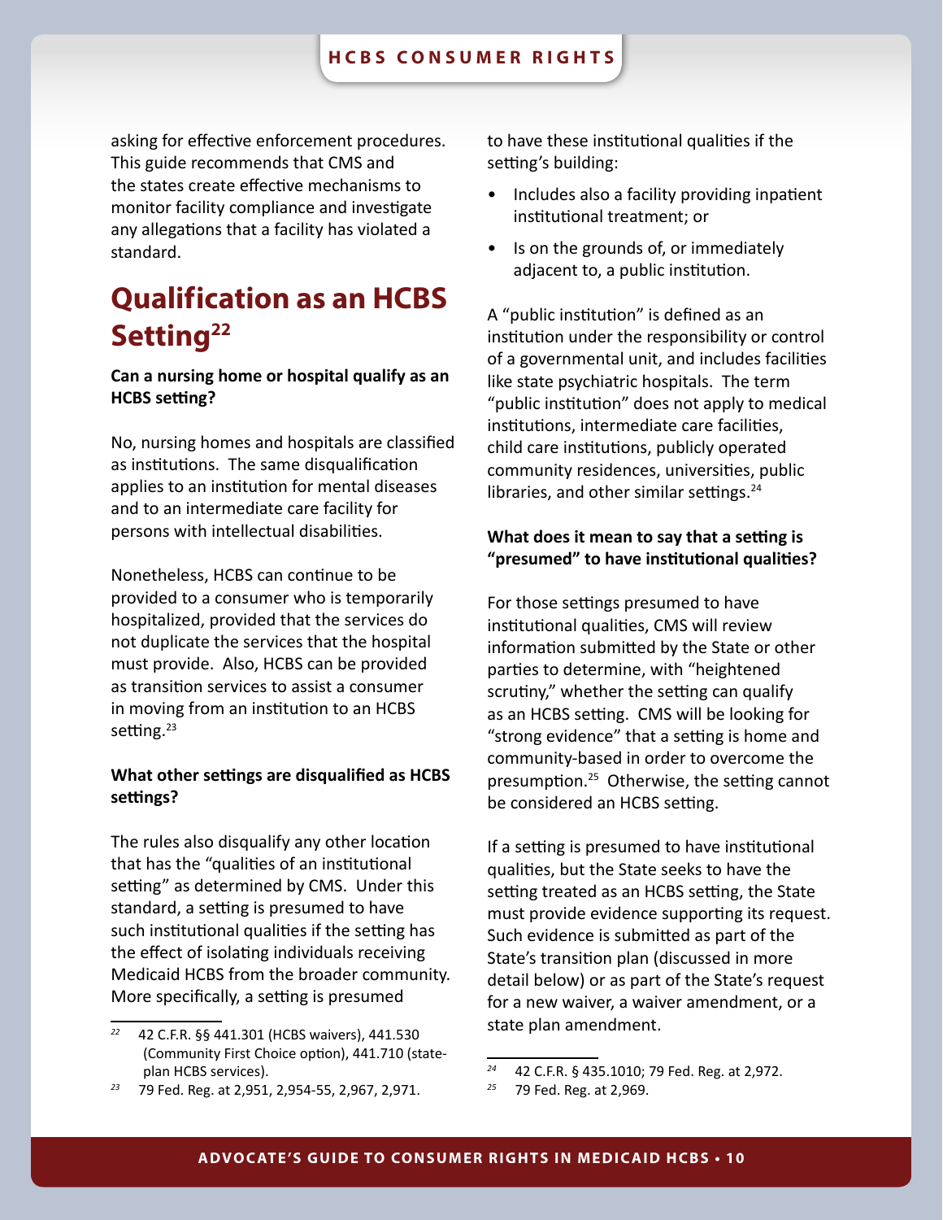asking for effective enforcement procedures. This guide recommends that CMS and the states create effective mechanisms to monitor facility compliance and investigate any allegations that a facility has violated a standard.

## Qualification as an HCBS Setting[22]

**Can a nursing home or hospital qualify as an HCBS setting?**

No, nursing homes and hospitals are classified as institutions. The same disqualification applies to an institution for mental diseases and to an intermediate care facility for persons with intellectual disabilities.

Nonetheless, HCBS can continue to be provided to a consumer who is temporarily hospitalized, provided that the services do not duplicate the services that the hospital must provide. Also, HCBS can be provided as transition services to assist a consumer in moving from an institution to an HCBS setting.[23]

**What other settings are disqualified as HCBS settings?**

The rules also disqualify any other location that has the "qualities of an institutional setting" as determined by CMS. Under this standard, a setting is presumed to have such institutional qualities if the setting has the effect of isolating individuals receiving Medicaid HCBS from the broader community. More specifically, a setting is presumed to have these institutional qualities if the setting's building:

- Includes also a facility providing inpatient institutional treatment; or
- Is on the grounds of, or immediately adjacent to, a public institution.

A "public institution" is defined as an institution under the responsibility or control of a governmental unit, and includes facilities like state psychiatric hospitals. The term "public institution" does not apply to medical institutions, intermediate care facilities, child care institutions, publicly operated community residences, universities, public libraries, and other similar settings.[24]

**What does it mean to say that a setting is "presumed" to have institutional qualities?**

For those settings presumed to have institutional qualities, CMS will review information submitted by the State or other parties to determine, with "heightened scrutiny," whether the setting can qualify as an HCBS setting. CMS will be looking for "strong evidence" that a setting is home and community-based in order to overcome the presumption.[25] Otherwise, the setting cannot be considered an HCBS setting.

If a setting is presumed to have institutional qualities, but the State seeks to have the setting treated as an HCBS setting, the State must provide evidence supporting its request. Such evidence is submitted as part of the State's transition plan (discussed in more detail below) or as part of the State's request for a new waiver, a waiver amendment, or a state plan amendment.

---

[22] 42 C.F.R. §§ 441.301 (HCBS waivers), 441.530 (Community First Choice option), 441.710 (state-plan HCBS services).

[23] 79 Fed. Reg. at 2,951, 2,954-55, 2,967, 2,971.

[24] 42 C.F.R. § 435.1010; 79 Fed. Reg. at 2,972.

[25] 79 Fed. Reg. at 2,969.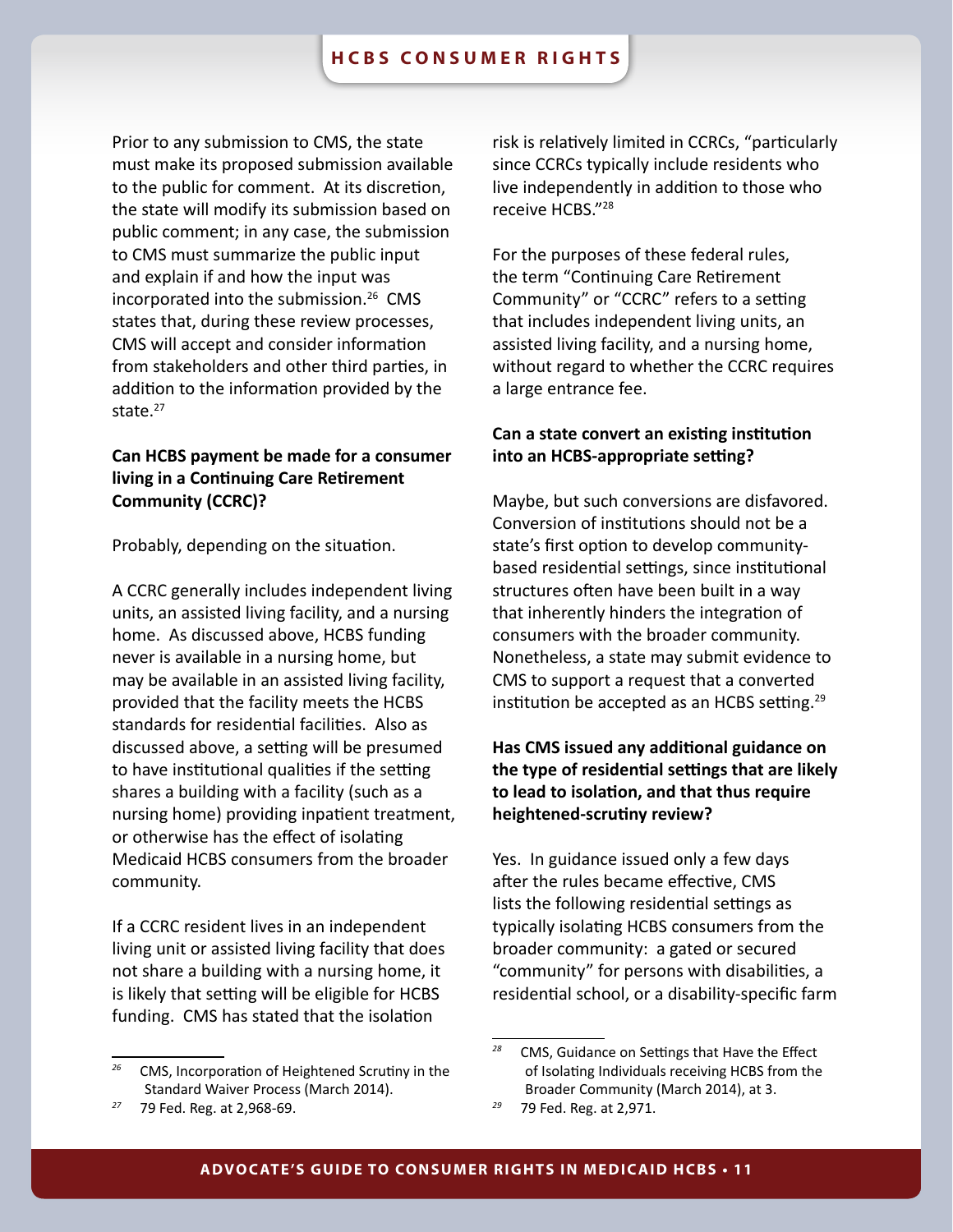Prior to any submission to CMS, the state must make its proposed submission available to the public for comment. At its discretion, the state will modify its submission based on public comment; in any case, the submission to CMS must summarize the public input and explain if and how the input was incorporated into the submission.[26] CMS states that, during these review processes, CMS will accept and consider information from stakeholders and other third parties, in addition to the information provided by the state.[27]

**Can HCBS payment be made for a consumer living in a Continuing Care Retirement Community (CCRC)?**

Probably, depending on the situation.

A CCRC generally includes independent living units, an assisted living facility, and a nursing home. As discussed above, HCBS funding never is available in a nursing home, but may be available in an assisted living facility, provided that the facility meets the HCBS standards for residential facilities. Also as discussed above, a setting will be presumed to have institutional qualities if the setting shares a building with a facility (such as a nursing home) providing inpatient treatment, or otherwise has the effect of isolating Medicaid HCBS consumers from the broader community.

If a CCRC resident lives in an independent living unit or assisted living facility that does not share a building with a nursing home, it is likely that setting will be eligible for HCBS funding. CMS has stated that the isolation risk is relatively limited in CCRCs, "particularly since CCRCs typically include residents who live independently in addition to those who receive HCBS."[28]

For the purposes of these federal rules, the term "Continuing Care Retirement Community" or "CCRC" refers to a setting that includes independent living units, an assisted living facility, and a nursing home, without regard to whether the CCRC requires a large entrance fee.

**Can a state convert an existing institution into an HCBS-appropriate setting?**

Maybe, but such conversions are disfavored. Conversion of institutions should not be a state's first option to develop community-based residential settings, since institutional structures often have been built in a way that inherently hinders the integration of consumers with the broader community. Nonetheless, a state may submit evidence to CMS to support a request that a converted institution be accepted as an HCBS setting.[29]

**Has CMS issued any additional guidance on the type of residential settings that are likely to lead to isolation, and that thus require heightened-scrutiny review?**

Yes. In guidance issued only a few days after the rules became effective, CMS lists the following residential settings as typically isolating HCBS consumers from the broader community: a gated or secured "community" for persons with disabilities, a residential school, or a disability-specific farm

---

[26] CMS, Incorporation of Heightened Scrutiny in the Standard Waiver Process (March 2014).

[27] 79 Fed. Reg. at 2,968-69.

[28] CMS, Guidance on Settings that Have the Effect of Isolating Individuals receiving HCBS from the Broader Community (March 2014), at 3.

[29] 79 Fed. Reg. at 2,971.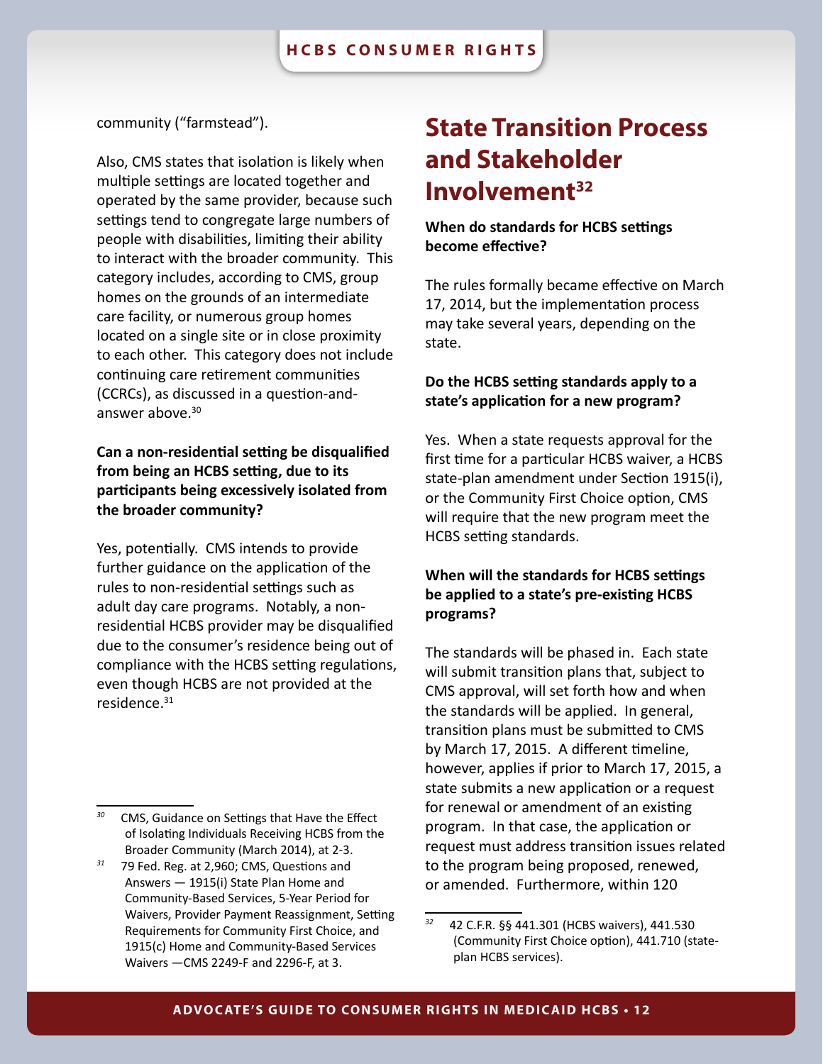community ("farmstead").

Also, CMS states that isolation is likely when multiple settings are located together and operated by the same provider, because such settings tend to congregate large numbers of people with disabilities, limiting their ability to interact with the broader community. This category includes, according to CMS, group homes on the grounds of an intermediate care facility, or numerous group homes located on a single site or in close proximity to each other. This category does not include continuing care retirement communities (CCRCs), as discussed in a question-and-answer above.[30]

**Can a non-residential setting be disqualified from being an HCBS setting, due to its participants being excessively isolated from the broader community?**

Yes, potentially. CMS intends to provide further guidance on the application of the rules to non-residential settings such as adult day care programs. Notably, a non-residential HCBS provider may be disqualified due to the consumer's residence being out of compliance with the HCBS setting regulations, even though HCBS are not provided at the residence.[31]

## State Transition Process and Stakeholder Involvement[32]

**When do standards for HCBS settings become effective?**

The rules formally became effective on March 17, 2014, but the implementation process may take several years, depending on the state.

**Do the HCBS setting standards apply to a state's application for a new program?**

Yes. When a state requests approval for the first time for a particular HCBS waiver, a HCBS state-plan amendment under Section 1915(i), or the Community First Choice option, CMS will require that the new program meet the HCBS setting standards.

**When will the standards for HCBS settings be applied to a state's pre-existing HCBS programs?**

The standards will be phased in. Each state will submit transition plans that, subject to CMS approval, will set forth how and when the standards will be applied. In general, transition plans must be submitted to CMS by March 17, 2015. A different timeline, however, applies if prior to March 17, 2015, a state submits a new application or a request for renewal or amendment of an existing program. In that case, the application or request must address transition issues related to the program being proposed, renewed, or amended. Furthermore, within 120

---

[30] CMS, Guidance on Settings that Have the Effect of Isolating Individuals Receiving HCBS from the Broader Community (March 2014), at 2-3.

[31] 79 Fed. Reg. at 2,960; CMS, Questions and Answers — 1915(i) State Plan Home and Community-Based Services, 5-Year Period for Waivers, Provider Payment Reassignment, Setting Requirements for Community First Choice, and 1915(c) Home and Community-Based Services Waivers —CMS 2249-F and 2296-F, at 3.

[32] 42 C.F.R. §§ 441.301 (HCBS waivers), 441.530 (Community First Choice option), 441.710 (state-plan HCBS services).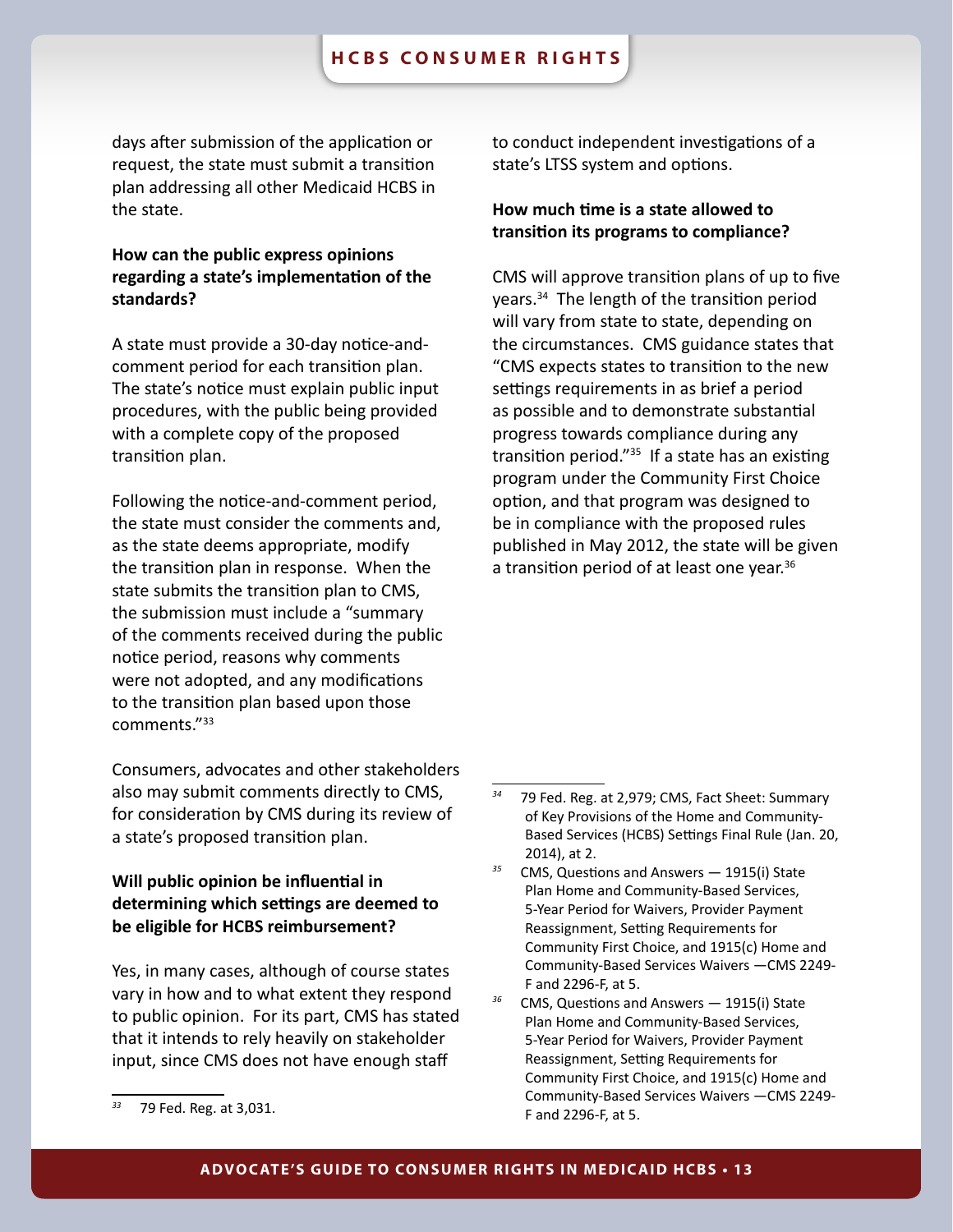days after submission of the application or request, the state must submit a transition plan addressing all other Medicaid HCBS in the state.

**How can the public express opinions regarding a state's implementation of the standards?**

A state must provide a 30-day notice-and-comment period for each transition plan. The state's notice must explain public input procedures, with the public being provided with a complete copy of the proposed transition plan.

Following the notice-and-comment period, the state must consider the comments and, as the state deems appropriate, modify the transition plan in response. When the state submits the transition plan to CMS, the submission must include a "summary of the comments received during the public notice period, reasons why comments were not adopted, and any modifications to the transition plan based upon those comments."[33]

Consumers, advocates and other stakeholders also may submit comments directly to CMS, for consideration by CMS during its review of a state's proposed transition plan.

**Will public opinion be influential in determining which settings are deemed to be eligible for HCBS reimbursement?**

Yes, in many cases, although of course states vary in how and to what extent they respond to public opinion. For its part, CMS has stated that it intends to rely heavily on stakeholder input, since CMS does not have enough staff to conduct independent investigations of a state's LTSS system and options.

**How much time is a state allowed to transition its programs to compliance?**

CMS will approve transition plans of up to five years.[34] The length of the transition period will vary from state to state, depending on the circumstances. CMS guidance states that "CMS expects states to transition to the new settings requirements in as brief a period as possible and to demonstrate substantial progress towards compliance during any transition period."[35] If a state has an existing program under the Community First Choice option, and that program was designed to be in compliance with the proposed rules published in May 2012, the state will be given a transition period of at least one year.[36]

---

[33] 79 Fed. Reg. at 3,031.

[34] 79 Fed. Reg. at 2,979; CMS, Fact Sheet: Summary of Key Provisions of the Home and Community-Based Services (HCBS) Settings Final Rule (Jan. 20, 2014), at 2.

[35] CMS, Questions and Answers — 1915(i) State Plan Home and Community-Based Services, 5-Year Period for Waivers, Provider Payment Reassignment, Setting Requirements for Community First Choice, and 1915(c) Home and Community-Based Services Waivers —CMS 2249-F and 2296-F, at 5.

[36] CMS, Questions and Answers — 1915(i) State Plan Home and Community-Based Services, 5-Year Period for Waivers, Provider Payment Reassignment, Setting Requirements for Community First Choice, and 1915(c) Home and Community-Based Services Waivers —CMS 2249-F and 2296-F, at 5.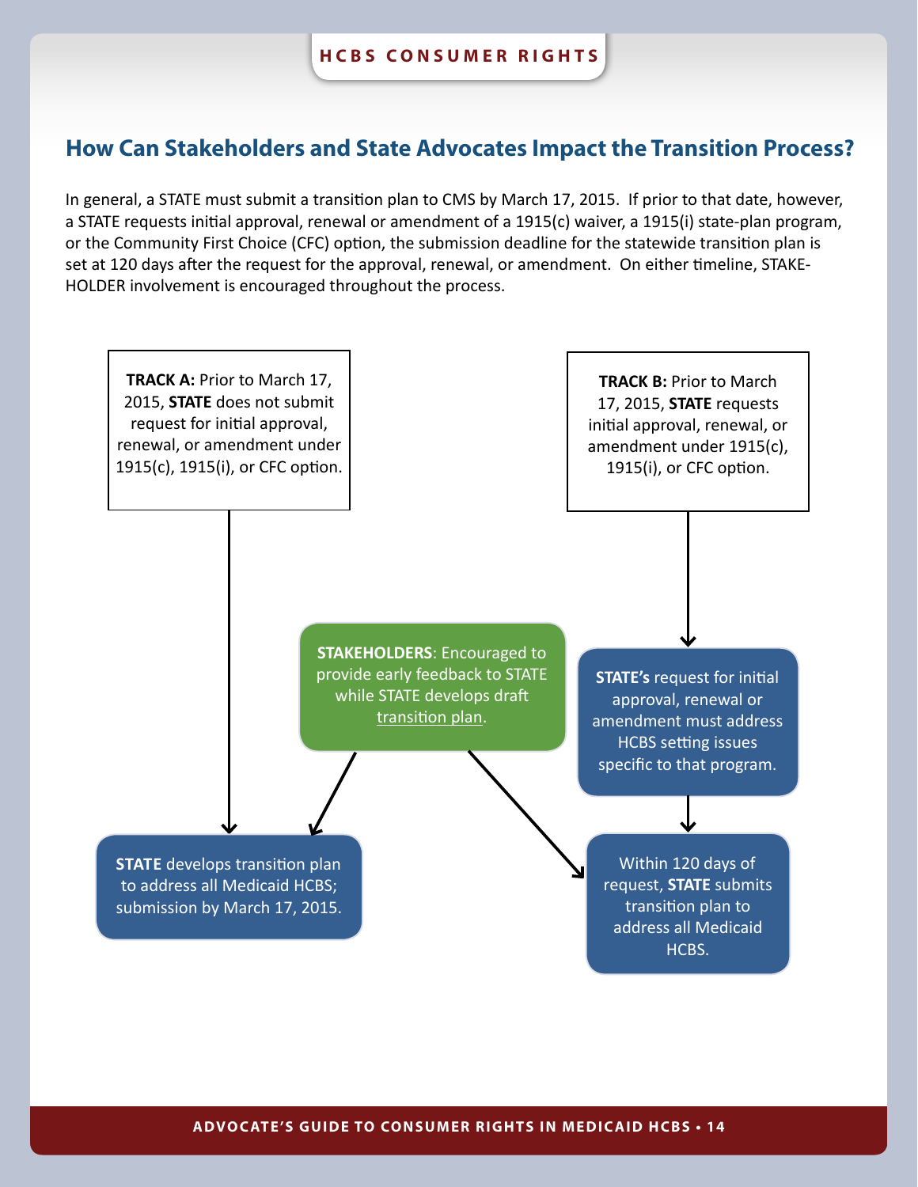## How Can Stakeholders and State Advocates Impact the Transition Process?

In general, a STATE must submit a transition plan to CMS by March 17, 2015. If prior to that date, however, a STATE requests initial approval, renewal or amendment of a 1915(c) waiver, a 1915(i) state-plan program, or the Community First Choice (CFC) option, the submission deadline for the statewide transition plan is set at 120 days after the request for the approval, renewal, or amendment. On either timeline, STAKEHOLDER involvement is encouraged throughout the process.

**TRACK A:** Prior to March 17, 2015, **STATE** does not submit request for initial approval, renewal, or amendment under 1915(c), 1915(i), or CFC option.

**TRACK B:** Prior to March 17, 2015, **STATE** requests initial approval, renewal, or amendment under 1915(c), 1915(i), or CFC option.

**STAKEHOLDERS**: Encouraged to provide early feedback to STATE while STATE develops draft transition plan.

**STATE's** request for initial approval, renewal or amendment must address HCBS setting issues specific to that program.

**STATE** develops transition plan to address all Medicaid HCBS; submission by March 17, 2015.

Within 120 days of request, **STATE** submits transition plan to address all Medicaid HCBS.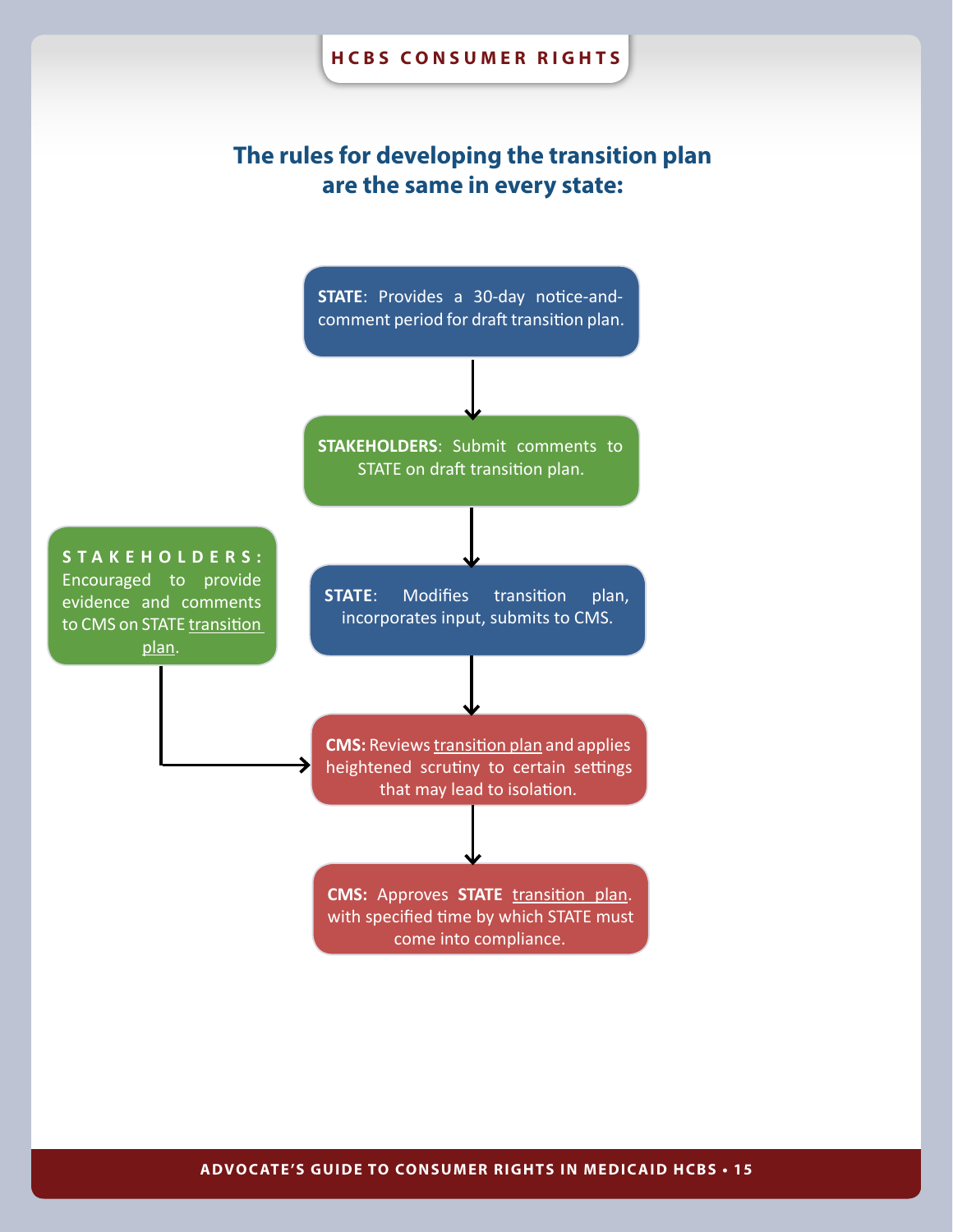## The rules for developing the transition plan are the same in every state:

**STATE**: Provides a 30-day notice-and-comment period for draft transition plan.

↓

**STAKEHOLDERS**: Submit comments to STATE on draft transition plan.

↓

**STATE**: Modifies transition plan, incorporates input, submits to CMS.

↓

**CMS:** Reviews transition plan and applies heightened scrutiny to certain settings that may lead to isolation.

↓

**CMS:** Approves **STATE** transition plan. with specified time by which STATE must come into compliance.

**STAKEHOLDERS:** Encouraged to provide evidence and comments to CMS on STATE transition plan. (→ CMS: Reviews transition plan)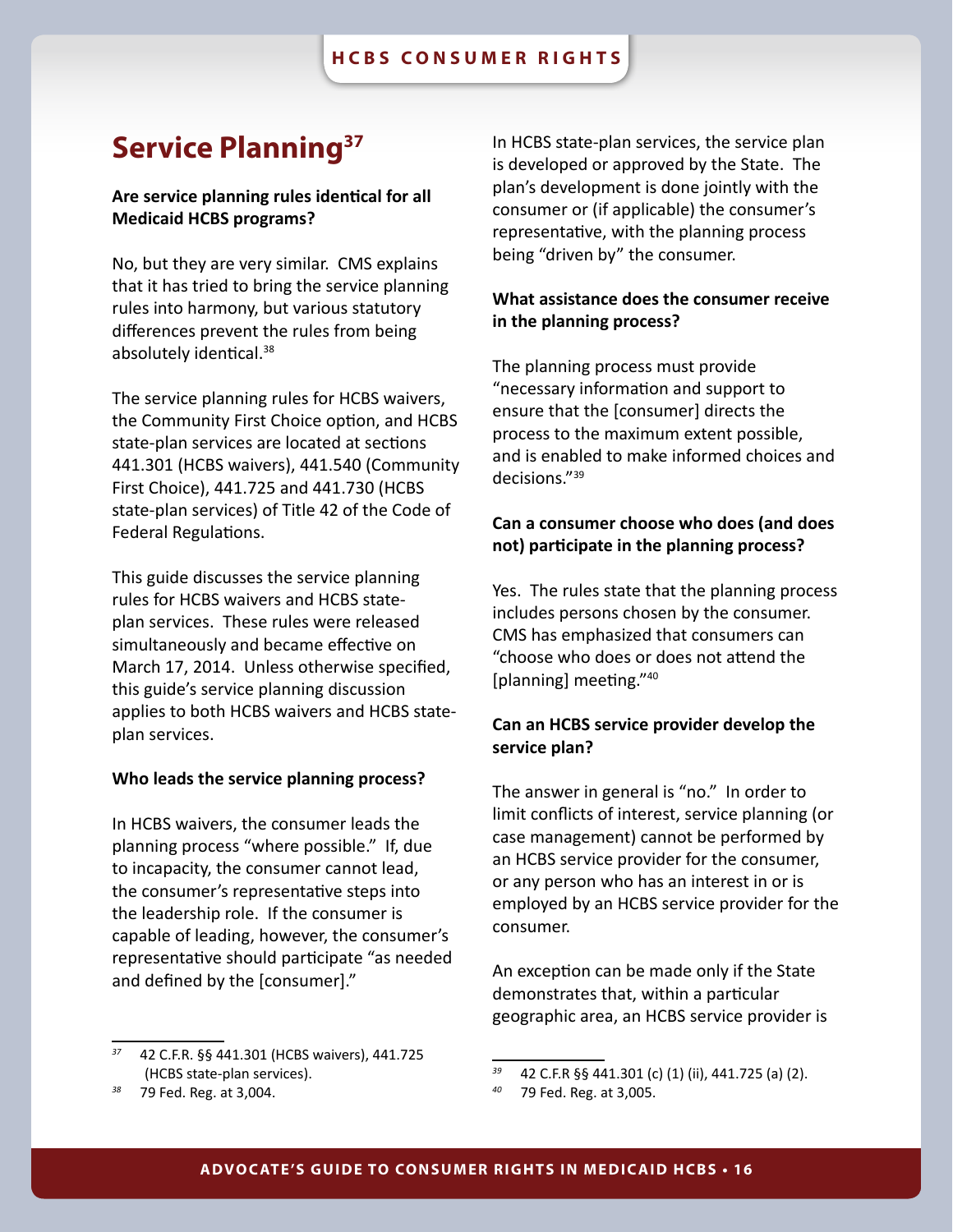# Service Planning[37]

**Are service planning rules identical for all Medicaid HCBS programs?**

No, but they are very similar. CMS explains that it has tried to bring the service planning rules into harmony, but various statutory differences prevent the rules from being absolutely identical.[38]

The service planning rules for HCBS waivers, the Community First Choice option, and HCBS state-plan services are located at sections 441.301 (HCBS waivers), 441.540 (Community First Choice), 441.725 and 441.730 (HCBS state-plan services) of Title 42 of the Code of Federal Regulations.

This guide discusses the service planning rules for HCBS waivers and HCBS state-plan services. These rules were released simultaneously and became effective on March 17, 2014. Unless otherwise specified, this guide's service planning discussion applies to both HCBS waivers and HCBS state-plan services.

**Who leads the service planning process?**

In HCBS waivers, the consumer leads the planning process "where possible." If, due to incapacity, the consumer cannot lead, the consumer's representative steps into the leadership role. If the consumer is capable of leading, however, the consumer's representative should participate "as needed and defined by the [consumer]."

In HCBS state-plan services, the service plan is developed or approved by the State. The plan's development is done jointly with the consumer or (if applicable) the consumer's representative, with the planning process being "driven by" the consumer.

**What assistance does the consumer receive in the planning process?**

The planning process must provide "necessary information and support to ensure that the [consumer] directs the process to the maximum extent possible, and is enabled to make informed choices and decisions."[39]

**Can a consumer choose who does (and does not) participate in the planning process?**

Yes. The rules state that the planning process includes persons chosen by the consumer. CMS has emphasized that consumers can "choose who does or does not attend the [planning] meeting."[40]

**Can an HCBS service provider develop the service plan?**

The answer in general is "no." In order to limit conflicts of interest, service planning (or case management) cannot be performed by an HCBS service provider for the consumer, or any person who has an interest in or is employed by an HCBS service provider for the consumer.

An exception can be made only if the State demonstrates that, within a particular geographic area, an HCBS service provider is

---

[37] 42 C.F.R. §§ 441.301 (HCBS waivers), 441.725 (HCBS state-plan services).

[38] 79 Fed. Reg. at 3,004.

[39] 42 C.F.R §§ 441.301 (c) (1) (ii), 441.725 (a) (2).

[40] 79 Fed. Reg. at 3,005.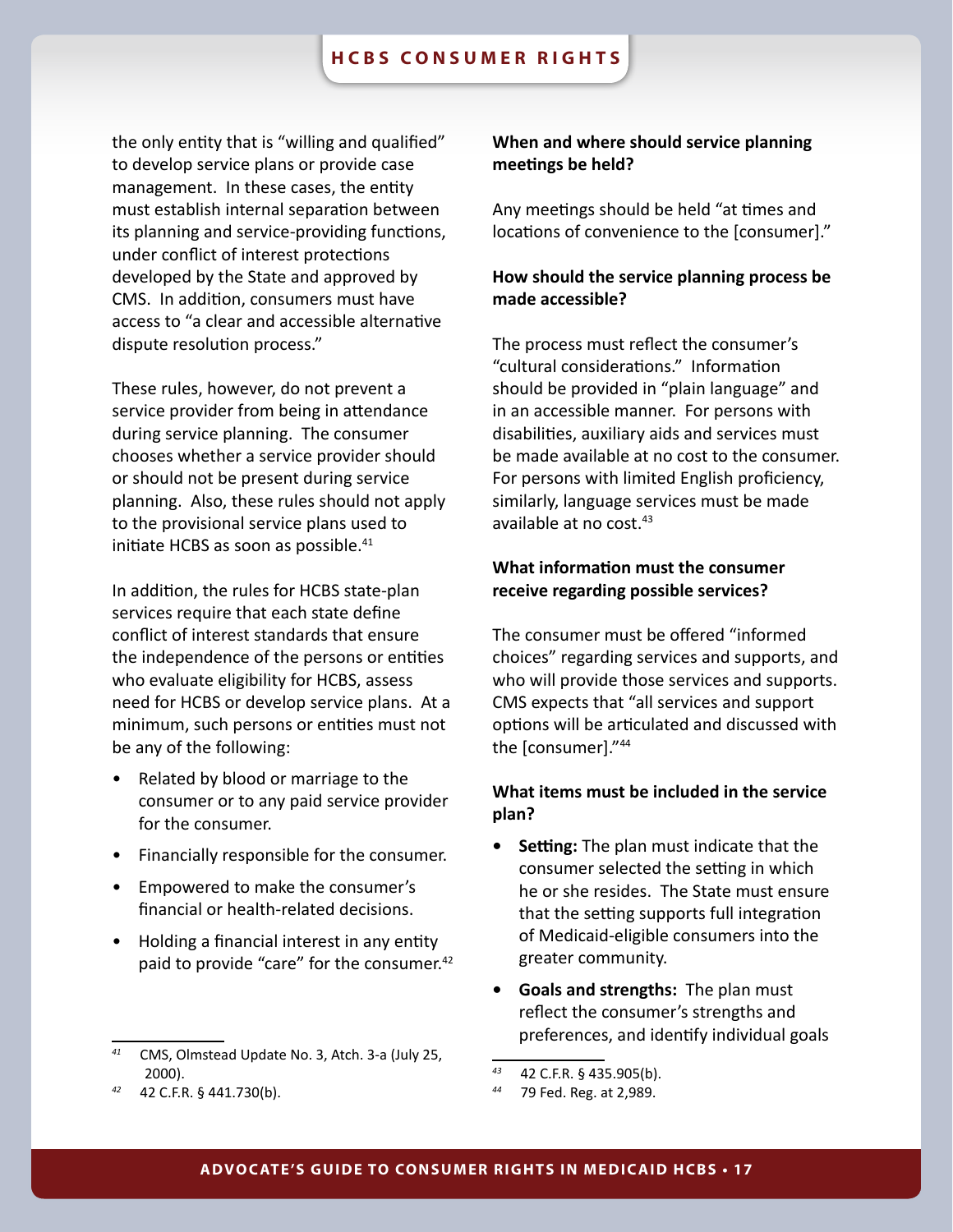the only entity that is "willing and qualified" to develop service plans or provide case management. In these cases, the entity must establish internal separation between its planning and service-providing functions, under conflict of interest protections developed by the State and approved by CMS. In addition, consumers must have access to "a clear and accessible alternative dispute resolution process."

These rules, however, do not prevent a service provider from being in attendance during service planning. The consumer chooses whether a service provider should or should not be present during service planning. Also, these rules should not apply to the provisional service plans used to initiate HCBS as soon as possible.[41]

In addition, the rules for HCBS state-plan services require that each state define conflict of interest standards that ensure the independence of the persons or entities who evaluate eligibility for HCBS, assess need for HCBS or develop service plans. At a minimum, such persons or entities must not be any of the following:

- Related by blood or marriage to the consumer or to any paid service provider for the consumer.
- Financially responsible for the consumer.
- Empowered to make the consumer's financial or health-related decisions.
- Holding a financial interest in any entity paid to provide "care" for the consumer.[42]

**When and where should service planning meetings be held?**

Any meetings should be held "at times and locations of convenience to the [consumer]."

**How should the service planning process be made accessible?**

The process must reflect the consumer's "cultural considerations." Information should be provided in "plain language" and in an accessible manner. For persons with disabilities, auxiliary aids and services must be made available at no cost to the consumer. For persons with limited English proficiency, similarly, language services must be made available at no cost.[43]

**What information must the consumer receive regarding possible services?**

The consumer must be offered "informed choices" regarding services and supports, and who will provide those services and supports. CMS expects that "all services and support options will be articulated and discussed with the [consumer]."[44]

**What items must be included in the service plan?**

- **Setting:** The plan must indicate that the consumer selected the setting in which he or she resides. The State must ensure that the setting supports full integration of Medicaid-eligible consumers into the greater community.
- **Goals and strengths:** The plan must reflect the consumer's strengths and preferences, and identify individual goals

[41] CMS, Olmstead Update No. 3, Atch. 3-a (July 25, 2000).

[42] 42 C.F.R. § 441.730(b).

[43] 42 C.F.R. § 435.905(b).

[44] 79 Fed. Reg. at 2,989.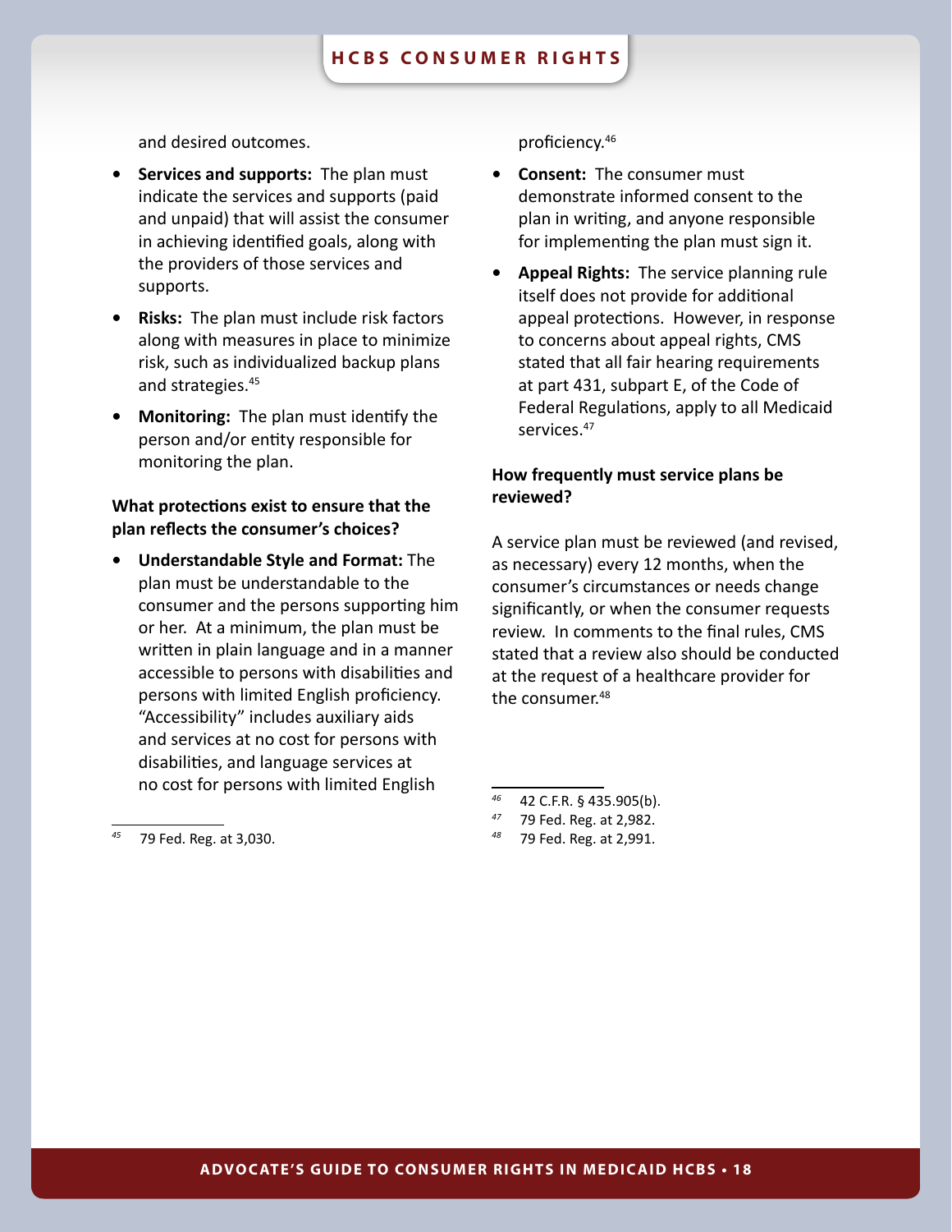and desired outcomes.

- **Services and supports:** The plan must indicate the services and supports (paid and unpaid) that will assist the consumer in achieving identified goals, along with the providers of those services and supports.
- **Risks:** The plan must include risk factors along with measures in place to minimize risk, such as individualized backup plans and strategies.[45]
- **Monitoring:** The plan must identify the person and/or entity responsible for monitoring the plan.

**What protections exist to ensure that the plan reflects the consumer's choices?**

- **Understandable Style and Format:** The plan must be understandable to the consumer and the persons supporting him or her. At a minimum, the plan must be written in plain language and in a manner accessible to persons with disabilities and persons with limited English proficiency. "Accessibility" includes auxiliary aids and services at no cost for persons with disabilities, and language services at no cost for persons with limited English proficiency.[46]
- **Consent:** The consumer must demonstrate informed consent to the plan in writing, and anyone responsible for implementing the plan must sign it.
- **Appeal Rights:** The service planning rule itself does not provide for additional appeal protections. However, in response to concerns about appeal rights, CMS stated that all fair hearing requirements at part 431, subpart E, of the Code of Federal Regulations, apply to all Medicaid services.[47]

**How frequently must service plans be reviewed?**

A service plan must be reviewed (and revised, as necessary) every 12 months, when the consumer's circumstances or needs change significantly, or when the consumer requests review. In comments to the final rules, CMS stated that a review also should be conducted at the request of a healthcare provider for the consumer.[48]

---

[45] 79 Fed. Reg. at 3,030.

[46] 42 C.F.R. § 435.905(b).

[47] 79 Fed. Reg. at 2,982.

[48] 79 Fed. Reg. at 2,991.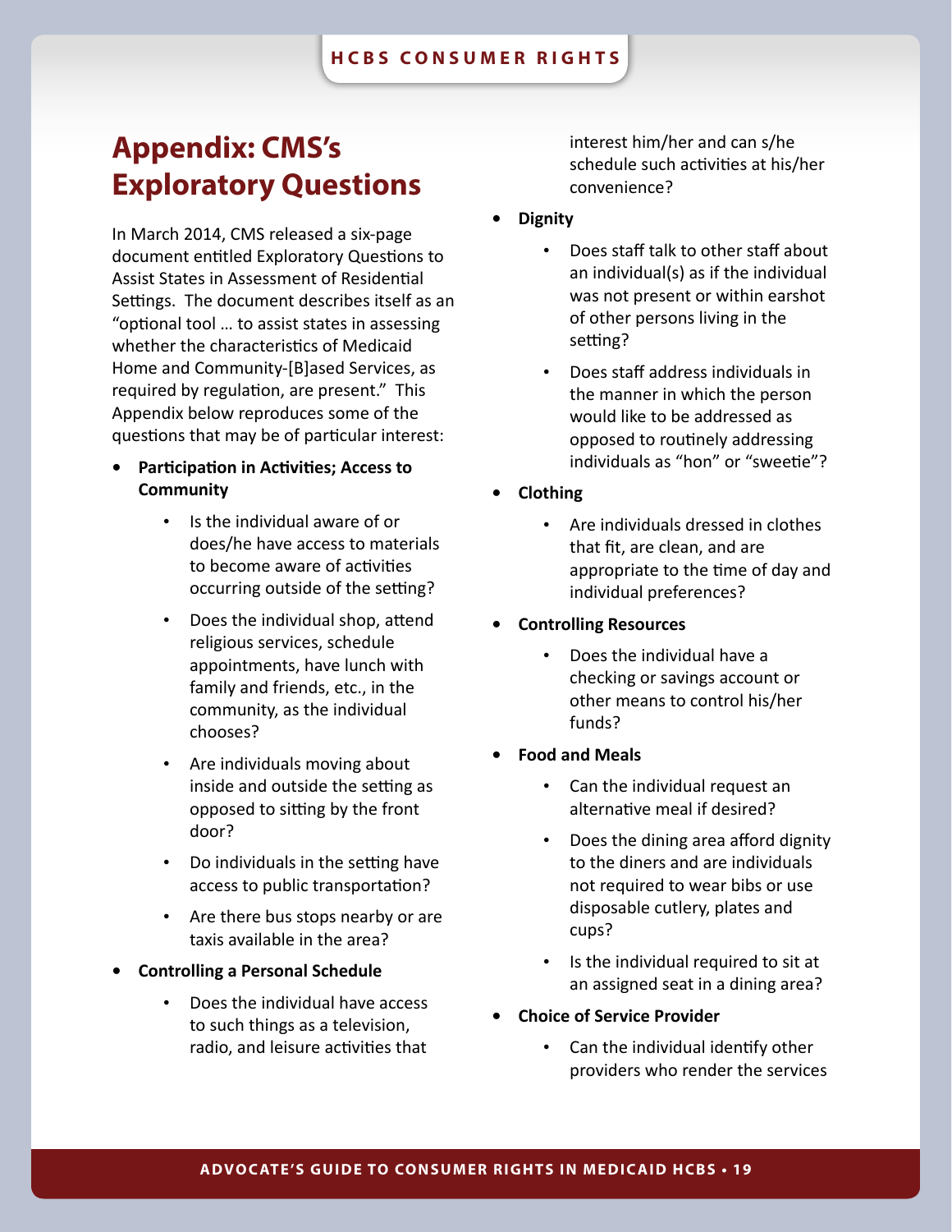# Appendix: CMS's Exploratory Questions

In March 2014, CMS released a six-page document entitled Exploratory Questions to Assist States in Assessment of Residential Settings. The document describes itself as an "optional tool … to assist states in assessing whether the characteristics of Medicaid Home and Community-[B]ased Services, as required by regulation, are present." This Appendix below reproduces some of the questions that may be of particular interest:

- **Participation in Activities; Access to Community**
  - Is the individual aware of or does/he have access to materials to become aware of activities occurring outside of the setting?
  - Does the individual shop, attend religious services, schedule appointments, have lunch with family and friends, etc., in the community, as the individual chooses?
  - Are individuals moving about inside and outside the setting as opposed to sitting by the front door?
  - Do individuals in the setting have access to public transportation?
  - Are there bus stops nearby or are taxis available in the area?
- **Controlling a Personal Schedule**
  - Does the individual have access to such things as a television, radio, and leisure activities that interest him/her and can s/he schedule such activities at his/her convenience?
- **Dignity**
  - Does staff talk to other staff about an individual(s) as if the individual was not present or within earshot of other persons living in the setting?
  - Does staff address individuals in the manner in which the person would like to be addressed as opposed to routinely addressing individuals as "hon" or "sweetie"?
- **Clothing**
  - Are individuals dressed in clothes that fit, are clean, and are appropriate to the time of day and individual preferences?
- **Controlling Resources**
  - Does the individual have a checking or savings account or other means to control his/her funds?
- **Food and Meals**
  - Can the individual request an alternative meal if desired?
  - Does the dining area afford dignity to the diners and are individuals not required to wear bibs or use disposable cutlery, plates and cups?
  - Is the individual required to sit at an assigned seat in a dining area?
- **Choice of Service Provider**
  - Can the individual identify other providers who render the services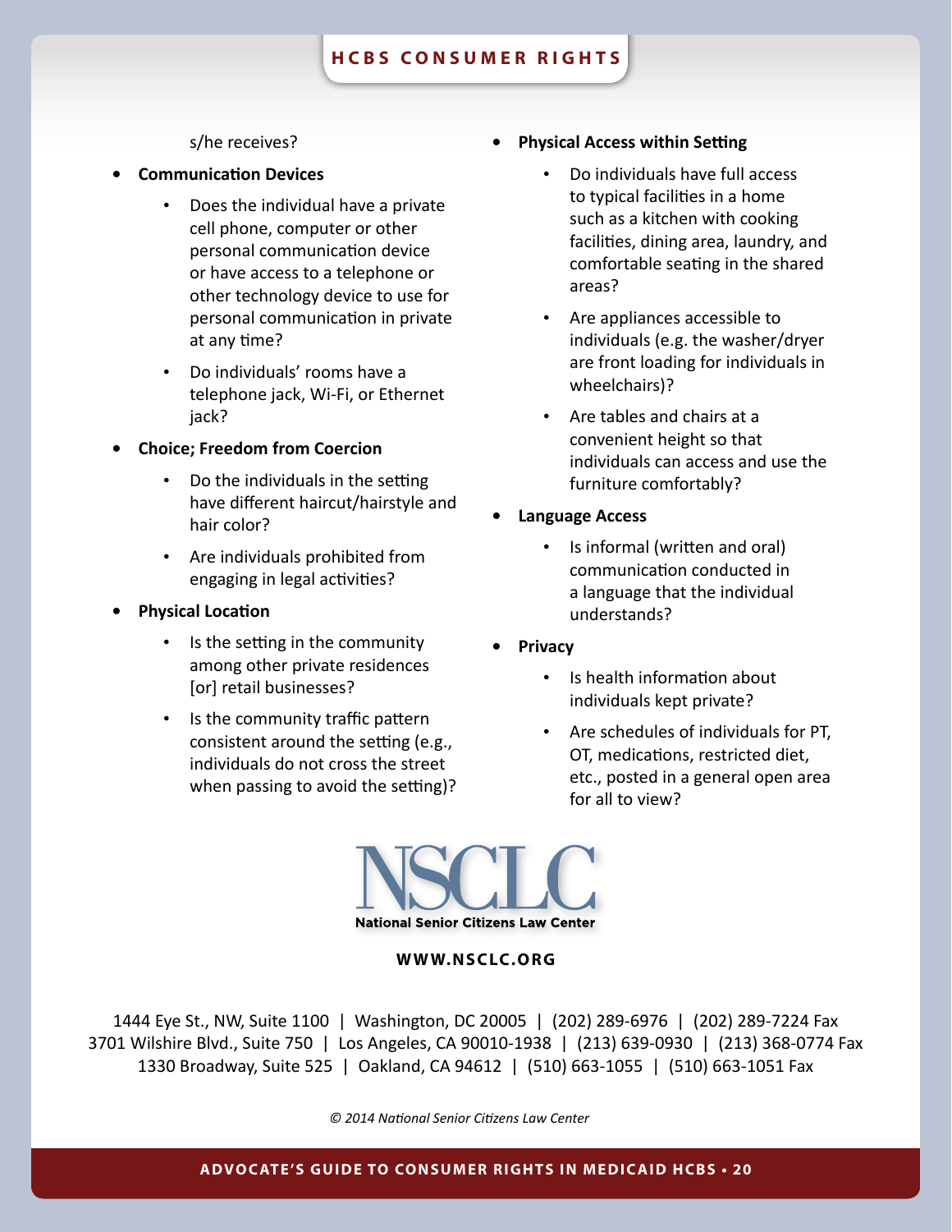s/he receives?

- **Communication Devices**
  - Does the individual have a private cell phone, computer or other personal communication device or have access to a telephone or other technology device to use for personal communication in private at any time?
  - Do individuals' rooms have a telephone jack, Wi-Fi, or Ethernet jack?
- **Choice; Freedom from Coercion**
  - Do the individuals in the setting have different haircut/hairstyle and hair color?
  - Are individuals prohibited from engaging in legal activities?
- **Physical Location**
  - Is the setting in the community among other private residences [or] retail businesses?
  - Is the community traffic pattern consistent around the setting (e.g., individuals do not cross the street when passing to avoid the setting)?
- **Physical Access within Setting**
  - Do individuals have full access to typical facilities in a home such as a kitchen with cooking facilities, dining area, laundry, and comfortable seating in the shared areas?
  - Are appliances accessible to individuals (e.g. the washer/dryer are front loading for individuals in wheelchairs)?
  - Are tables and chairs at a convenient height so that individuals can access and use the furniture comfortably?
- **Language Access**
  - Is informal (written and oral) communication conducted in a language that the individual understands?
- **Privacy**
  - Is health information about individuals kept private?
  - Are schedules of individuals for PT, OT, medications, restricted diet, etc., posted in a general open area for all to view?

NSCLC
National Senior Citizens Law Center

**WWW.NSCLC.ORG**

1444 Eye St., NW, Suite 1100 | Washington, DC 20005 | (202) 289-6976 | (202) 289-7224 Fax
3701 Wilshire Blvd., Suite 750 | Los Angeles, CA 90010-1938 | (213) 639-0930 | (213) 368-0774 Fax
1330 Broadway, Suite 525 | Oakland, CA 94612 | (510) 663-1055 | (510) 663-1051 Fax

*© 2014 National Senior Citizens Law Center*